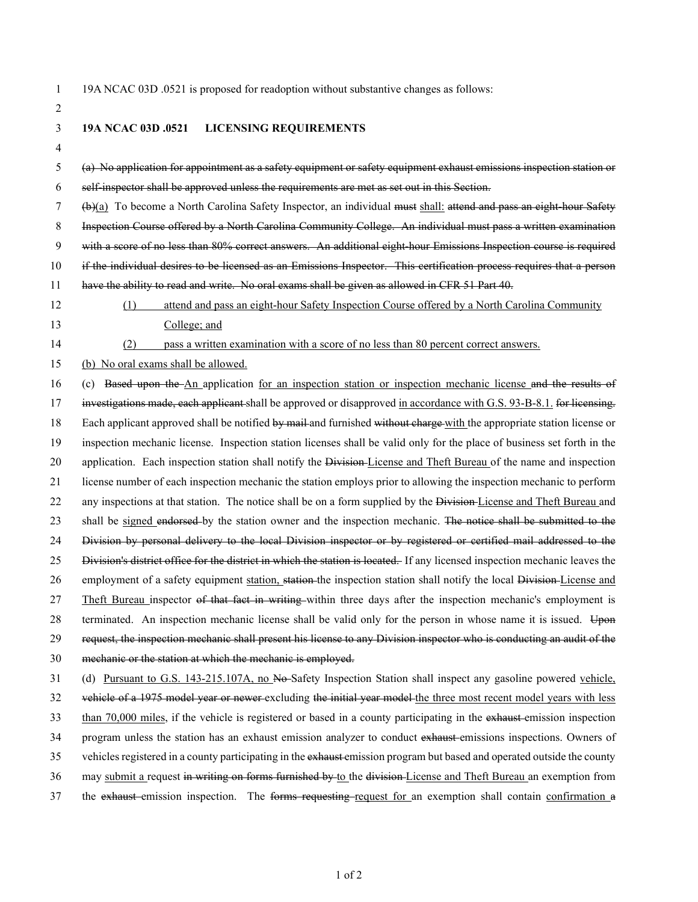19A NCAC 03D .0521 is proposed for readoption without substantive changes as follows:

**19A NCAC 03D .0521 LICENSING REQUIREMENTS**

~~(a) No application for appointment as a safety equipment or safety equipment exhaust emissions inspection station or self-inspector shall be approved unless the requirements are met as set out in this Section.~~

~~(b)~~<u>(a)</u> To become a North Carolina Safety Inspector, an individual ~~must~~ <u>shall:</u> ~~attend and pass an eight-hour Safety Inspection Course offered by a North Carolina Community College. An individual must pass a written examination with a score of no less than 80% correct answers. An additional eight-hour Emissions Inspection course is required if the individual desires to be licensed as an Emissions Inspector. This certification process requires that a person have the ability to read and write. No oral exams shall be given as allowed in CFR 51 Part 40.~~

<u>(1) attend and pass an eight-hour Safety Inspection Course offered by a North Carolina Community College; and</u>

<u>(2) pass a written examination with a score of no less than 80 percent correct answers.</u>

<u>(b) No oral exams shall be allowed.</u>

(c) ~~Based upon the~~ <u>An</u> application <u>for an inspection station or inspection mechanic license</u> ~~and the results of investigations made, each applicant~~ shall be approved or disapproved <u>in accordance with G.S. 93-B-8.1.</u> ~~for licensing.~~ Each applicant approved shall be notified ~~by mail~~ and furnished ~~without charge~~ <u>with</u> the appropriate station license or inspection mechanic license. Inspection station licenses shall be valid only for the place of business set forth in the application. Each inspection station shall notify the ~~Division~~ <u>License and Theft Bureau</u> of the name and inspection license number of each inspection mechanic the station employs prior to allowing the inspection mechanic to perform any inspections at that station. The notice shall be on a form supplied by the ~~Division~~ <u>License and Theft Bureau</u> and shall be <u>signed</u> ~~endorsed~~ by the station owner and the inspection mechanic. ~~The notice shall be submitted to the Division by personal delivery to the local Division inspector or by registered or certified mail addressed to the Division's district office for the district in which the station is located.~~ If any licensed inspection mechanic leaves the employment of a safety equipment <u>station,</u> ~~station~~ the inspection station shall notify the local ~~Division~~ <u>License and Theft Bureau</u> inspector ~~of that fact in writing~~ within three days after the inspection mechanic's employment is terminated. An inspection mechanic license shall be valid only for the person in whose name it is issued. ~~Upon request, the inspection mechanic shall present his license to any Division inspector who is conducting an audit of the mechanic or the station at which the mechanic is employed.~~

(d) <u>Pursuant to G.S. 143-215.107A, no</u> ~~No~~ Safety Inspection Station shall inspect any gasoline powered <u>vehicle,</u> ~~vehicle of a 1975 model year or newer~~ excluding ~~the initial year model~~ <u>the three most recent model years with less than 70,000 miles</u>, if the vehicle is registered or based in a county participating in the ~~exhaust~~ emission inspection program unless the station has an exhaust emission analyzer to conduct ~~exhaust~~ emissions inspections. Owners of vehicles registered in a county participating in the ~~exhaust~~ emission program but based and operated outside the county may <u>submit a</u> request ~~in writing on forms furnished by~~ <u>to</u> the ~~division~~ <u>License and Theft Bureau</u> an exemption from the ~~exhaust~~ emission inspection. The ~~forms requesting~~ <u>request for</u> an exemption shall contain <u>confirmation</u> ~~a~~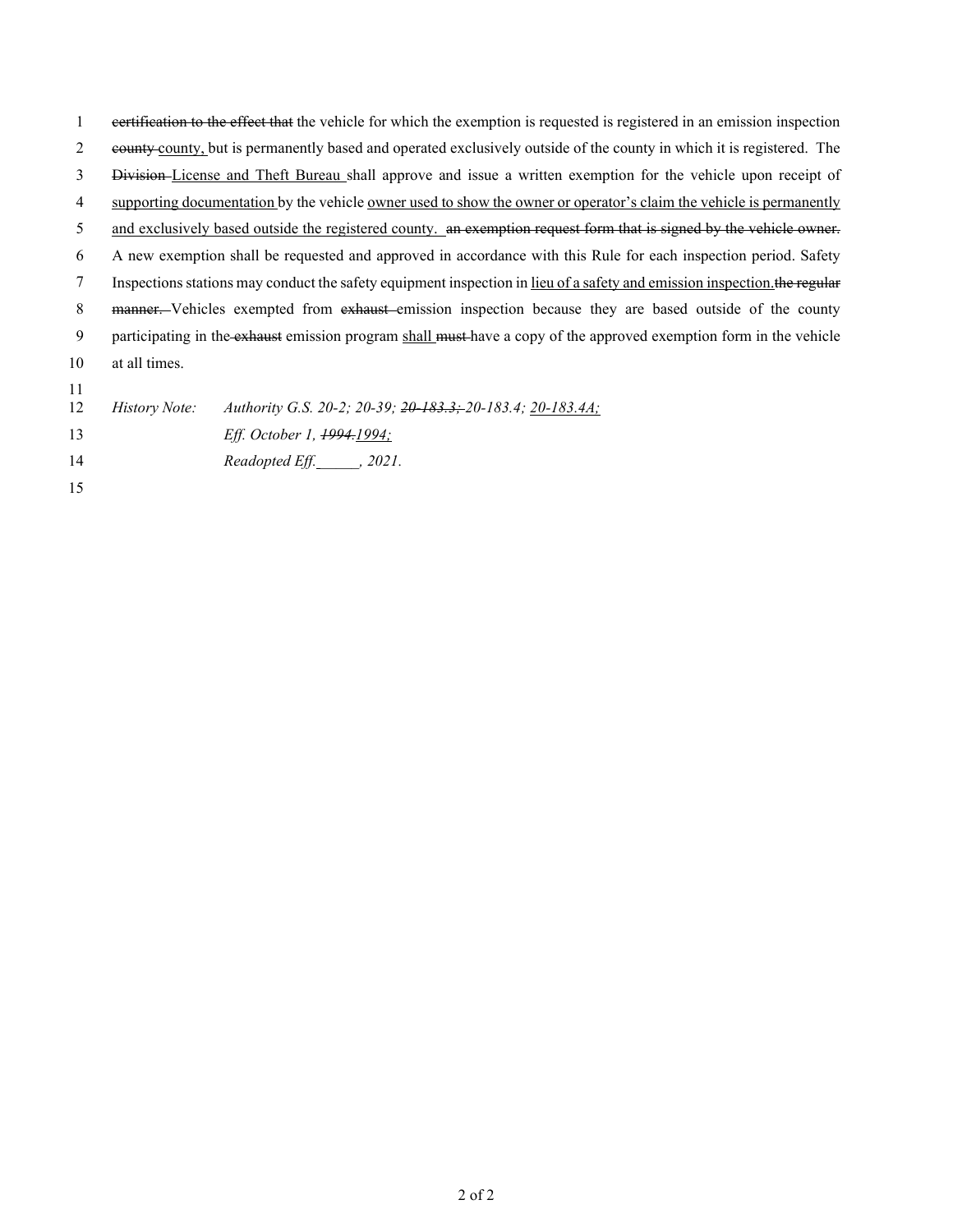~~certification to the effect that~~ the vehicle for which the exemption is requested is registered in an emission inspection ~~county~~ county, but is permanently based and operated exclusively outside of the county in which it is registered. The ~~Division~~ License and Theft Bureau shall approve and issue a written exemption for the vehicle upon receipt of supporting documentation by the vehicle owner used to show the owner or operator's claim the vehicle is permanently and exclusively based outside the registered county. ~~an exemption request form that is signed by the vehicle owner.~~ A new exemption shall be requested and approved in accordance with this Rule for each inspection period. Safety Inspections stations may conduct the safety equipment inspection in lieu of a safety and emission inspection.~~the regular manner.~~ Vehicles exempted from ~~exhaust~~ emission inspection because they are based outside of the county participating in the ~~exhaust~~ emission program shall ~~must~~ have a copy of the approved exemption form in the vehicle at all times.

*History Note: Authority G.S. 20-2; 20-39; ~~20-183.3;~~ 20-183.4; 20-183.4A;*
*Eff. October 1, ~~1994.~~1994;*
*Readopted Eff.\_\_\_\_\_\_, 2021.*